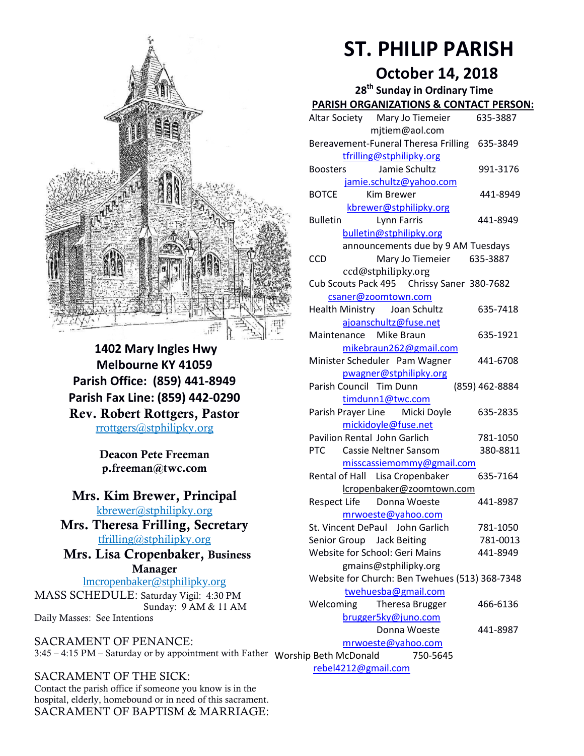1402 Mary Ingles Hwy
Melbourne KY 41059
Parish Office: (859) 441-8949
Parish Fax Line: (859) 442-0290
**Rev. Robert Rottgers, Pastor**
rrottgers@stphilipky.org

**Deacon Pete Freeman**
**p.freeman@twc.com**

**Mrs. Kim Brewer, Principal**
kbrewer@stphilipky.org
**Mrs. Theresa Frilling, Secretary**
tfrilling@stphilipky.org
**Mrs. Lisa Cropenbaker, Business Manager**
lmcropenbaker@stphilipky.org

MASS SCHEDULE: Saturday Vigil: 4:30 PM
Sunday: 9 AM & 11 AM
Daily Masses: See Intentions

SACRAMENT OF PENANCE:
3:45 – 4:15 PM – Saturday or by appointment with Father

SACRAMENT OF THE SICK:
Contact the parish office if someone you know is in the hospital, elderly, homebound or in need of this sacrament.

SACRAMENT OF BAPTISM & MARRIAGE:

# ST. PHILIP PARISH

## October 14, 2018

### 28th Sunday in Ordinary Time

**PARISH ORGANIZATIONS & CONTACT PERSON:**

Altar Society Mary Jo Tiemeier 635-3887
mjtiem@aol.com
Bereavement-Funeral Theresa Frilling 635-3849
tfrilling@stphilipky.org
Boosters Jamie Schultz 991-3176
jamie.schultz@yahoo.com
BOTCE Kim Brewer 441-8949
kbrewer@stphilipky.org
Bulletin Lynn Farris 441-8949
bulletin@stphilipky.org
announcements due by 9 AM Tuesdays
CCD Mary Jo Tiemeier 635-3887
ccd@stphilipky.org
Cub Scouts Pack 495 Chrissy Saner 380-7682
csaner@zoomtown.com
Health Ministry Joan Schultz 635-7418
ajoanschultz@fuse.net
Maintenance Mike Braun 635-1921
mikebraun262@gmail.com
Minister Scheduler Pam Wagner 441-6708
pwagner@stphilipky.org
Parish Council Tim Dunn (859) 462-8884
timdunn1@twc.com
Parish Prayer Line Micki Doyle 635-2835
mickidoyle@fuse.net
Pavilion Rental John Garlich 781-1050
PTC Cassie Neltner Sansom 380-8811
misscassiemommy@gmail.com
Rental of Hall Lisa Cropenbaker 635-7164
lcropenbaker@zoomtown.com
Respect Life Donna Woeste 441-8987
mrwoeste@yahoo.com
St. Vincent DePaul John Garlich 781-1050
Senior Group Jack Beiting 781-0013
Website for School: Geri Mains 441-8949
gmains@stphilipky.org
Website for Church: Ben Twehues (513) 368-7348
twehuesba@gmail.com
Welcoming Theresa Brugger 466-6136
brugger5ky@juno.com
Donna Woeste 441-8987
mrwoeste@yahoo.com
Worship Beth McDonald 750-5645
rebel4212@gmail.com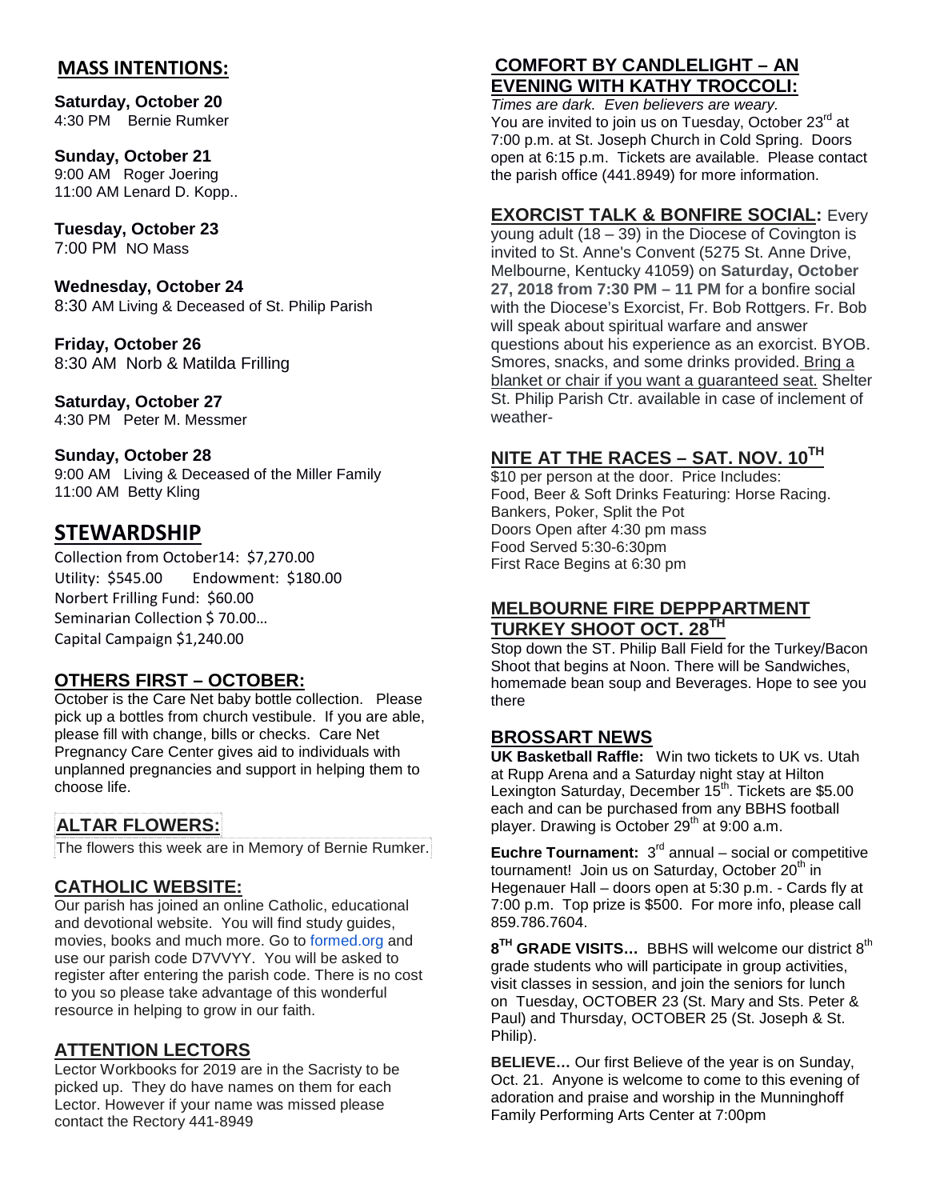## MASS INTENTIONS:

**Saturday, October 20**
4:30 PM Bernie Rumker

**Sunday, October 21**
9:00 AM Roger Joering
11:00 AM Lenard D. Kopp..

**Tuesday, October 23**
7:00 PM NO Mass

**Wednesday, October 24**
8:30 AM Living & Deceased of St. Philip Parish

**Friday, October 26**
8:30 AM Norb & Matilda Frilling

**Saturday, October 27**
4:30 PM Peter M. Messmer

**Sunday, October 28**
9:00 AM Living & Deceased of the Miller Family
11:00 AM Betty Kling

## STEWARDSHIP

Collection from October14: $7,270.00
Utility: $545.00 Endowment: $180.00
Norbert Frilling Fund: $60.00
Seminarian Collection $ 70.00…
Capital Campaign $1,240.00

### OTHERS FIRST – OCTOBER:

October is the Care Net baby bottle collection. Please pick up a bottles from church vestibule. If you are able, please fill with change, bills or checks. Care Net Pregnancy Care Center gives aid to individuals with unplanned pregnancies and support in helping them to choose life.

### ALTAR FLOWERS:

The flowers this week are in Memory of Bernie Rumker.

### CATHOLIC WEBSITE:

Our parish has joined an online Catholic, educational and devotional website. You will find study guides, movies, books and much more. Go to formed.org and use our parish code D7VVYY. You will be asked to register after entering the parish code. There is no cost to you so please take advantage of this wonderful resource in helping to grow in our faith.

### ATTENTION LECTORS

Lector Workbooks for 2019 are in the Sacristy to be picked up. They do have names on them for each Lector. However if your name was missed please contact the Rectory 441-8949

### COMFORT BY CANDLELIGHT – AN EVENING WITH KATHY TROCCOLI:

*Times are dark. Even believers are weary.*
You are invited to join us on Tuesday, October 23rd at 7:00 p.m. at St. Joseph Church in Cold Spring. Doors open at 6:15 p.m. Tickets are available. Please contact the parish office (441.8949) for more information.

### EXORCIST TALK & BONFIRE SOCIAL:

Every young adult (18 – 39) in the Diocese of Covington is invited to St. Anne's Convent (5275 St. Anne Drive, Melbourne, Kentucky 41059) on **Saturday, October 27, 2018 from 7:30 PM – 11 PM** for a bonfire social with the Diocese's Exorcist, Fr. Bob Rottgers. Fr. Bob will speak about spiritual warfare and answer questions about his experience as an exorcist. BYOB. Smores, snacks, and some drinks provided. Bring a blanket or chair if you want a guaranteed seat. Shelter St. Philip Parish Ctr. available in case of inclement of weather-

### NITE AT THE RACES – SAT. NOV. 10TH

$10 per person at the door. Price Includes:
Food, Beer & Soft Drinks Featuring: Horse Racing.
Bankers, Poker, Split the Pot
Doors Open after 4:30 pm mass
Food Served 5:30-6:30pm
First Race Begins at 6:30 pm

### MELBOURNE FIRE DEPPPARTMENT TURKEY SHOOT OCT. 28TH

Stop down the ST. Philip Ball Field for the Turkey/Bacon Shoot that begins at Noon. There will be Sandwiches, homemade bean soup and Beverages. Hope to see you there

### BROSSART NEWS

**UK Basketball Raffle:** Win two tickets to UK vs. Utah at Rupp Arena and a Saturday night stay at Hilton Lexington Saturday, December 15th. Tickets are $5.00 each and can be purchased from any BBHS football player. Drawing is October 29th at 9:00 a.m.

**Euchre Tournament:** 3rd annual – social or competitive tournament! Join us on Saturday, October 20th in Hegenauer Hall – doors open at 5:30 p.m. - Cards fly at 7:00 p.m. Top prize is $500. For more info, please call 859.786.7604.

**8TH GRADE VISITS…** BBHS will welcome our district 8th grade students who will participate in group activities, visit classes in session, and join the seniors for lunch on Tuesday, OCTOBER 23 (St. Mary and Sts. Peter & Paul) and Thursday, OCTOBER 25 (St. Joseph & St. Philip).

**BELIEVE…** Our first Believe of the year is on Sunday, Oct. 21. Anyone is welcome to come to this evening of adoration and praise and worship in the Munninghoff Family Performing Arts Center at 7:00pm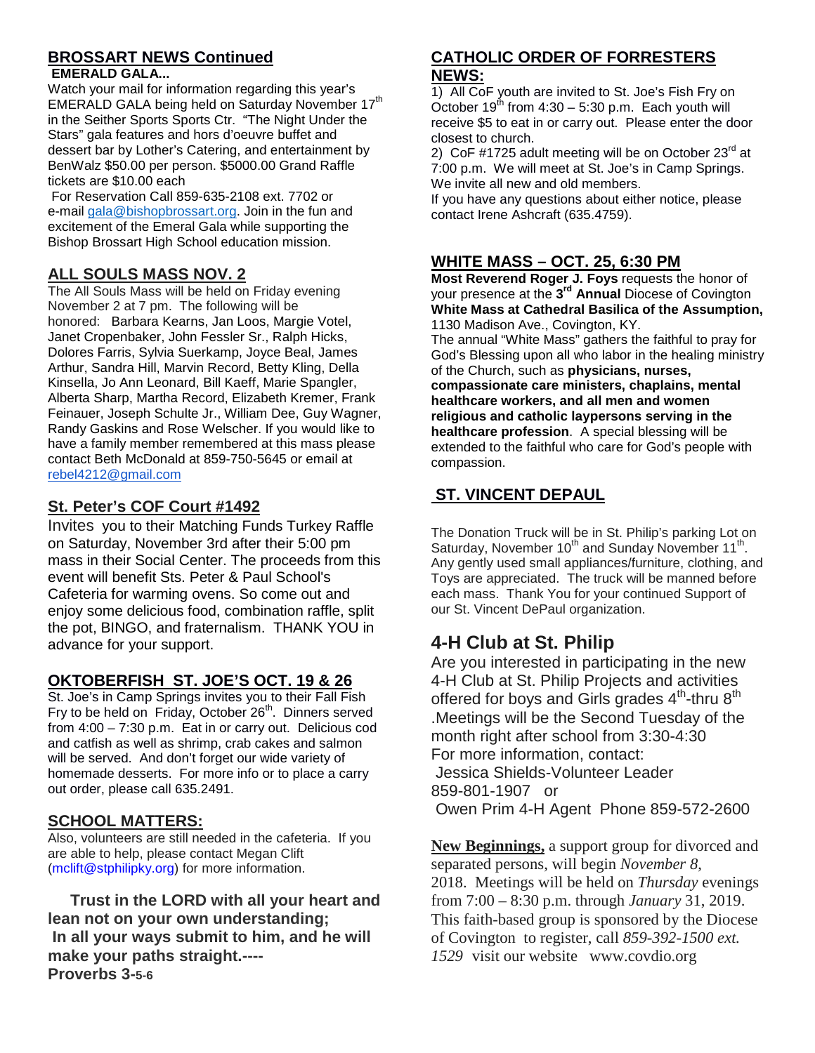## BROSSART NEWS Continued

**EMERALD GALA...**

Watch your mail for information regarding this year's EMERALD GALA being held on Saturday November 17th in the Seither Sports Sports Ctr. "The Night Under the Stars" gala features and hors d'oeuvre buffet and dessert bar by Lother's Catering, and entertainment by BenWalz $50.00 per person. $5000.00 Grand Raffle tickets are $10.00 each

For Reservation Call 859-635-2108 ext. 7702 or e-mail gala@bishopbrossart.org. Join in the fun and excitement of the Emeral Gala while supporting the Bishop Brossart High School education mission.

## ALL SOULS MASS NOV. 2

The All Souls Mass will be held on Friday evening November 2 at 7 pm. The following will be honored: Barbara Kearns, Jan Loos, Margie Votel, Janet Cropenbaker, John Fessler Sr., Ralph Hicks, Dolores Farris, Sylvia Suerkamp, Joyce Beal, James Arthur, Sandra Hill, Marvin Record, Betty Kling, Della Kinsella, Jo Ann Leonard, Bill Kaeff, Marie Spangler, Alberta Sharp, Martha Record, Elizabeth Kremer, Frank Feinauer, Joseph Schulte Jr., William Dee, Guy Wagner, Randy Gaskins and Rose Welscher. If you would like to have a family member remembered at this mass please contact Beth McDonald at 859-750-5645 or email at rebel4212@gmail.com

## St. Peter's COF Court #1492

Invites you to their Matching Funds Turkey Raffle on Saturday, November 3rd after their 5:00 pm mass in their Social Center. The proceeds from this event will benefit Sts. Peter & Paul School's Cafeteria for warming ovens. So come out and enjoy some delicious food, combination raffle, split the pot, BINGO, and fraternalism. THANK YOU in advance for your support.

## OKTOBERFISH ST. JOE'S OCT. 19 & 26

St. Joe's in Camp Springs invites you to their Fall Fish Fry to be held on Friday, October 26th. Dinners served from 4:00 – 7:30 p.m. Eat in or carry out. Delicious cod and catfish as well as shrimp, crab cakes and salmon will be served. And don't forget our wide variety of homemade desserts. For more info or to place a carry out order, please call 635.2491.

## SCHOOL MATTERS:

Also, volunteers are still needed in the cafeteria. If you are able to help, please contact Megan Clift (mclift@stphilipky.org) for more information.

**Trust in the LORD with all your heart and lean not on your own understanding;**
**In all your ways submit to him, and he will make your paths straight.----**
**Proverbs 3-5-6**

## CATHOLIC ORDER OF FORRESTERS NEWS:

1) All CoF youth are invited to St. Joe's Fish Fry on October 19th from 4:30 – 5:30 p.m. Each youth will receive $5 to eat in or carry out. Please enter the door closest to church.

2) CoF #1725 adult meeting will be on October 23rd at 7:00 p.m. We will meet at St. Joe's in Camp Springs. We invite all new and old members.

If you have any questions about either notice, please contact Irene Ashcraft (635.4759).

## WHITE MASS – OCT. 25, 6:30 PM

**Most Reverend Roger J. Foys** requests the honor of your presence at the **3rd Annual** Diocese of Covington **White Mass at Cathedral Basilica of the Assumption,** 1130 Madison Ave., Covington, KY.

The annual "White Mass" gathers the faithful to pray for God's Blessing upon all who labor in the healing ministry of the Church, such as **physicians, nurses, compassionate care ministers, chaplains, mental healthcare workers, and all men and women religious and catholic laypersons serving in the healthcare profession**. A special blessing will be extended to the faithful who care for God's people with compassion.

## ST. VINCENT DEPAUL

The Donation Truck will be in St. Philip's parking Lot on Saturday, November 10th and Sunday November 11th. Any gently used small appliances/furniture, clothing, and Toys are appreciated. The truck will be manned before each mass. Thank You for your continued Support of our St. Vincent DePaul organization.

## 4-H Club at St. Philip

Are you interested in participating in the new 4-H Club at St. Philip Projects and activities offered for boys and Girls grades 4th-thru 8th .Meetings will be the Second Tuesday of the month right after school from 3:30-4:30

For more information, contact:
Jessica Shields-Volunteer Leader
859-801-1907 or
Owen Prim 4-H Agent Phone 859-572-2600

**New Beginnings,** a support group for divorced and separated persons, will begin *November 8*, 2018. Meetings will be held on *Thursday* evenings from 7:00 – 8:30 p.m. through *January* 31, 2019. This faith-based group is sponsored by the Diocese of Covington to register, call *859-392-1500 ext. 1529* visit our website www.covdio.org